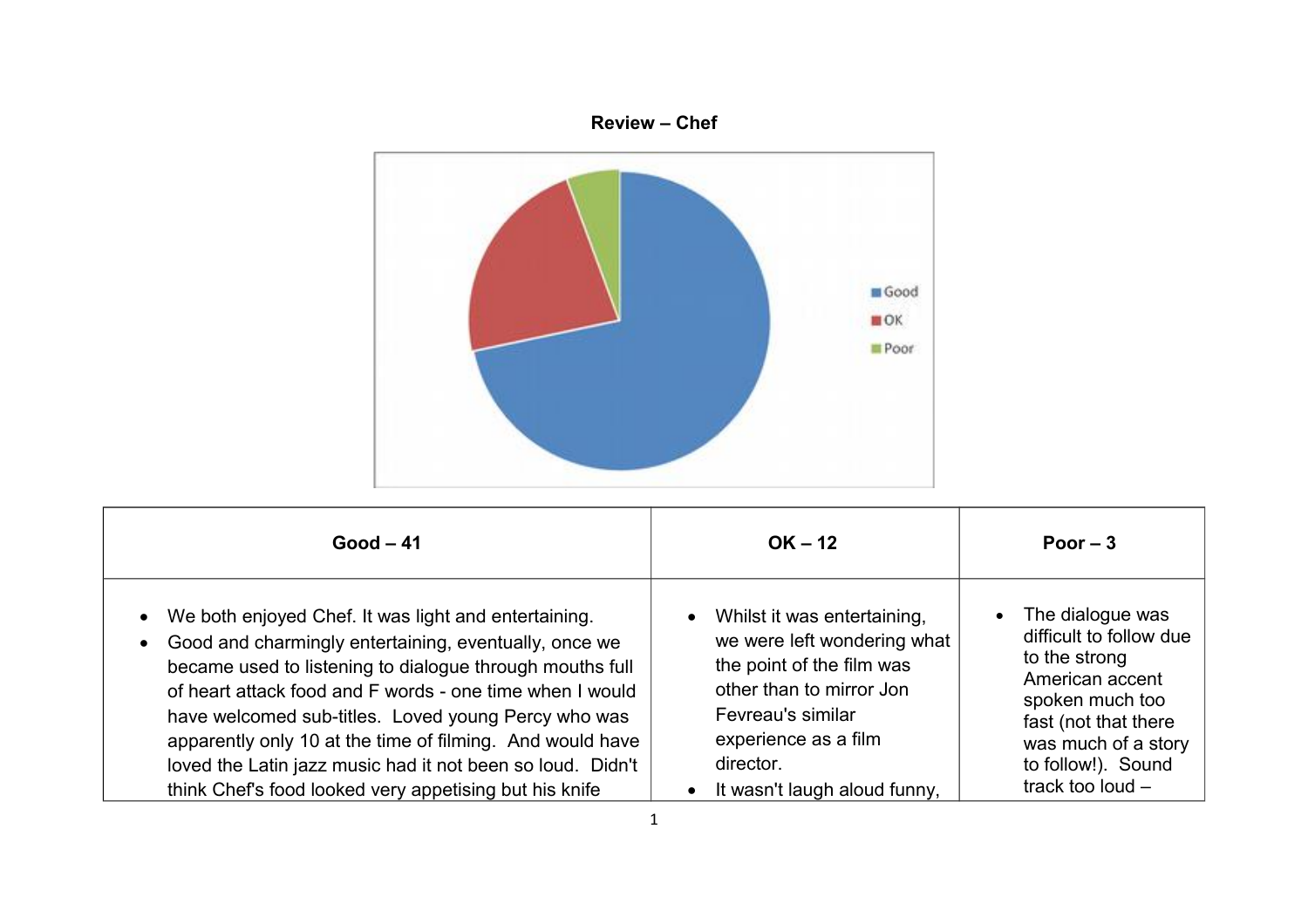**Review – Chef**

| Good – 41 | OK – 12 | Poor – 3 |
|---|---|---|
| • We both enjoyed Chef. It was light and entertaining.<br>• Good and charmingly entertaining, eventually, once we became used to listening to dialogue through mouths full of heart attack food and F words - one time when I would have welcomed sub-titles. Loved young Percy who was apparently only 10 at the time of filming. And would have loved the Latin jazz music had it not been so loud. Didn't think Chef's food looked very appetising but his knife | • Whilst it was entertaining, we were left wondering what the point of the film was other than to mirror Jon Fevreau's similar experience as a film director.<br>• It wasn't laugh aloud funny, | • The dialogue was difficult to follow due to the strong American accent spoken much too fast (not that there was much of a story to follow!). Sound track too loud – |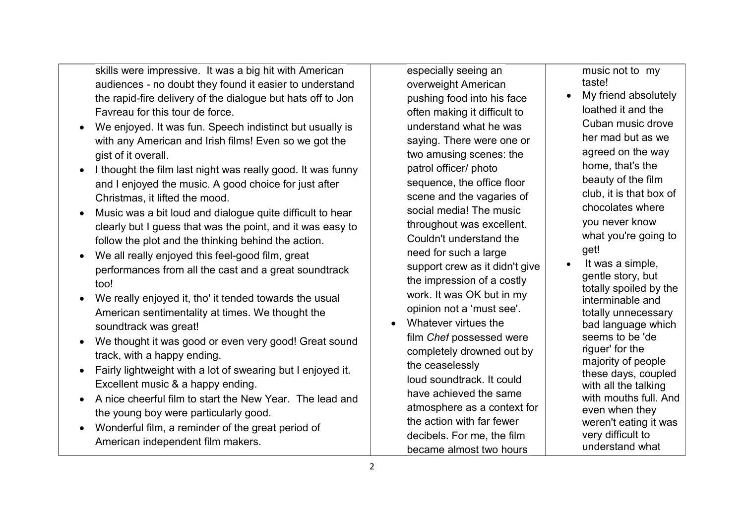skills were impressive. It was a big hit with American audiences - no doubt they found it easier to understand the rapid-fire delivery of the dialogue but hats off to Jon Favreau for this tour de force.

- We enjoyed. It was fun. Speech indistinct but usually is with any American and Irish films! Even so we got the gist of it overall.
- I thought the film last night was really good. It was funny and I enjoyed the music. A good choice for just after Christmas, it lifted the mood.
- Music was a bit loud and dialogue quite difficult to hear clearly but I guess that was the point, and it was easy to follow the plot and the thinking behind the action.
- We all really enjoyed this feel-good film, great performances from all the cast and a great soundtrack too!
- We really enjoyed it, tho' it tended towards the usual American sentimentality at times. We thought the soundtrack was great!
- We thought it was good or even very good! Great sound track, with a happy ending.
- Fairly lightweight with a lot of swearing but I enjoyed it. Excellent music & a happy ending.
- A nice cheerful film to start the New Year. The lead and the young boy were particularly good.
- Wonderful film, a reminder of the great period of American independent film makers.

especially seeing an overweight American pushing food into his face often making it difficult to understand what he was saying. There were one or two amusing scenes: the patrol officer/ photo sequence, the office floor scene and the vagaries of social media! The music throughout was excellent. Couldn't understand the need for such a large support crew as it didn't give the impression of a costly work. It was OK but in my opinion not a 'must see'.

- Whatever virtues the film *Chef* possessed were completely drowned out by the ceaselessly loud soundtrack. It could have achieved the same atmosphere as a context for the action with far fewer decibels. For me, the film became almost two hours

music not to my taste!

- My friend absolutely loathed it and the Cuban music drove her mad but as we agreed on the way home, that's the beauty of the film club, it is that box of chocolates where you never know what you're going to get!
- It was a simple, gentle story, but totally spoiled by the interminable and totally unnecessary bad language which seems to be 'de riguer' for the majority of people these days, coupled with all the talking with mouths full. And even when they weren't eating it was very difficult to understand what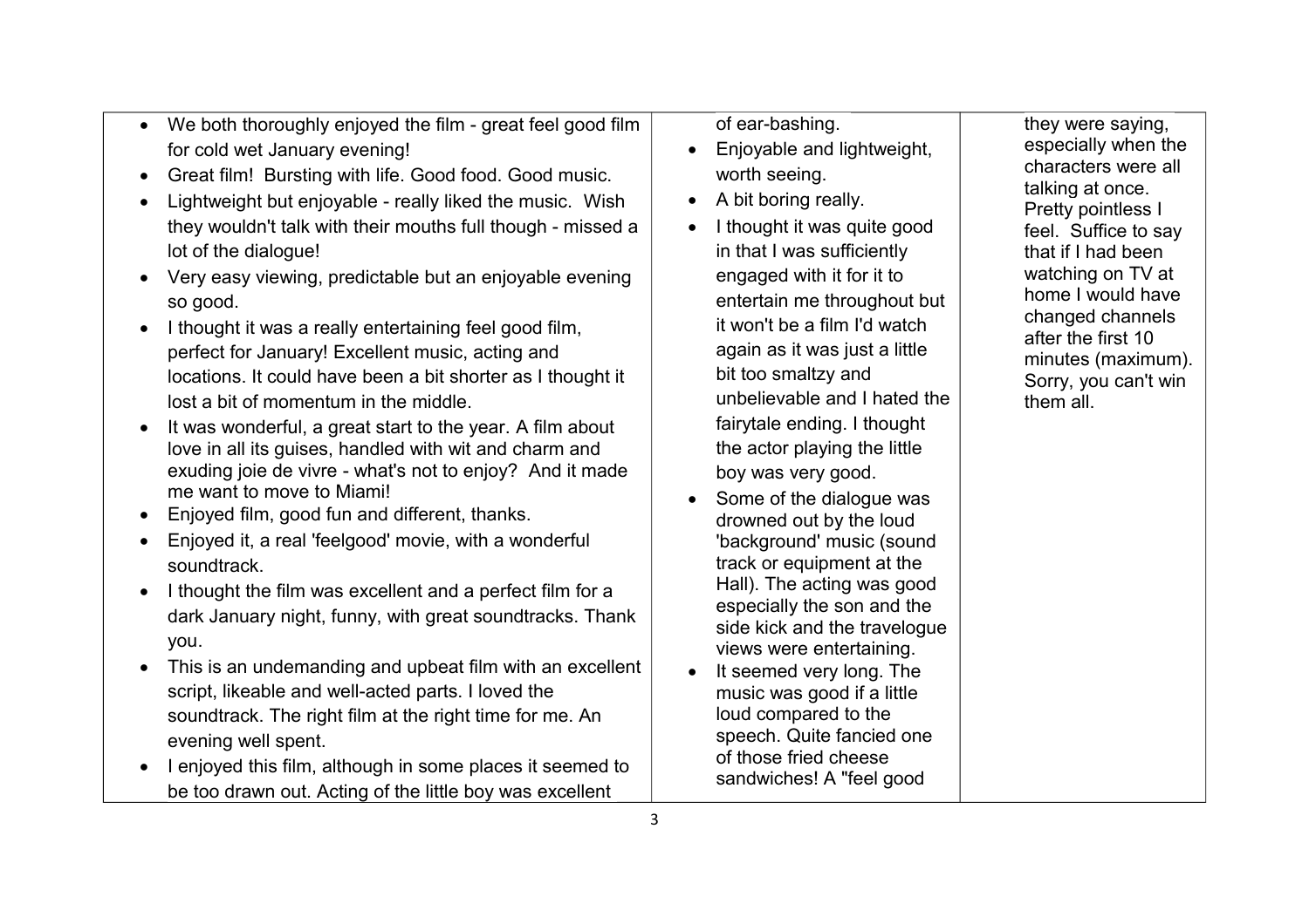- We both thoroughly enjoyed the film - great feel good film for cold wet January evening!
- Great film! Bursting with life. Good food. Good music.
- Lightweight but enjoyable - really liked the music. Wish they wouldn't talk with their mouths full though - missed a lot of the dialogue!
- Very easy viewing, predictable but an enjoyable evening so good.
- I thought it was a really entertaining feel good film, perfect for January! Excellent music, acting and locations. It could have been a bit shorter as I thought it lost a bit of momentum in the middle.
- It was wonderful, a great start to the year. A film about love in all its guises, handled with wit and charm and exuding joie de vivre - what's not to enjoy? And it made me want to move to Miami!
- Enjoyed film, good fun and different, thanks.
- Enjoyed it, a real 'feelgood' movie, with a wonderful soundtrack.
- I thought the film was excellent and a perfect film for a dark January night, funny, with great soundtracks. Thank you.
- This is an undemanding and upbeat film with an excellent script, likeable and well-acted parts. I loved the soundtrack. The right film at the right time for me. An evening well spent.
- I enjoyed this film, although in some places it seemed to be too drawn out. Acting of the little boy was excellent

of ear-bashing.

- Enjoyable and lightweight, worth seeing.
- A bit boring really.
- I thought it was quite good in that I was sufficiently engaged with it for it to entertain me throughout but it won't be a film I'd watch again as it was just a little bit too smaltzy and unbelievable and I hated the fairytale ending. I thought the actor playing the little boy was very good.
- Some of the dialogue was drowned out by the loud 'background' music (sound track or equipment at the Hall). The acting was good especially the son and the side kick and the travelogue views were entertaining.
- It seemed very long. The music was good if a little loud compared to the speech. Quite fancied one of those fried cheese sandwiches! A "feel good

they were saying, especially when the characters were all talking at once. Pretty pointless I feel. Suffice to say that if I had been watching on TV at home I would have changed channels after the first 10 minutes (maximum). Sorry, you can't win them all.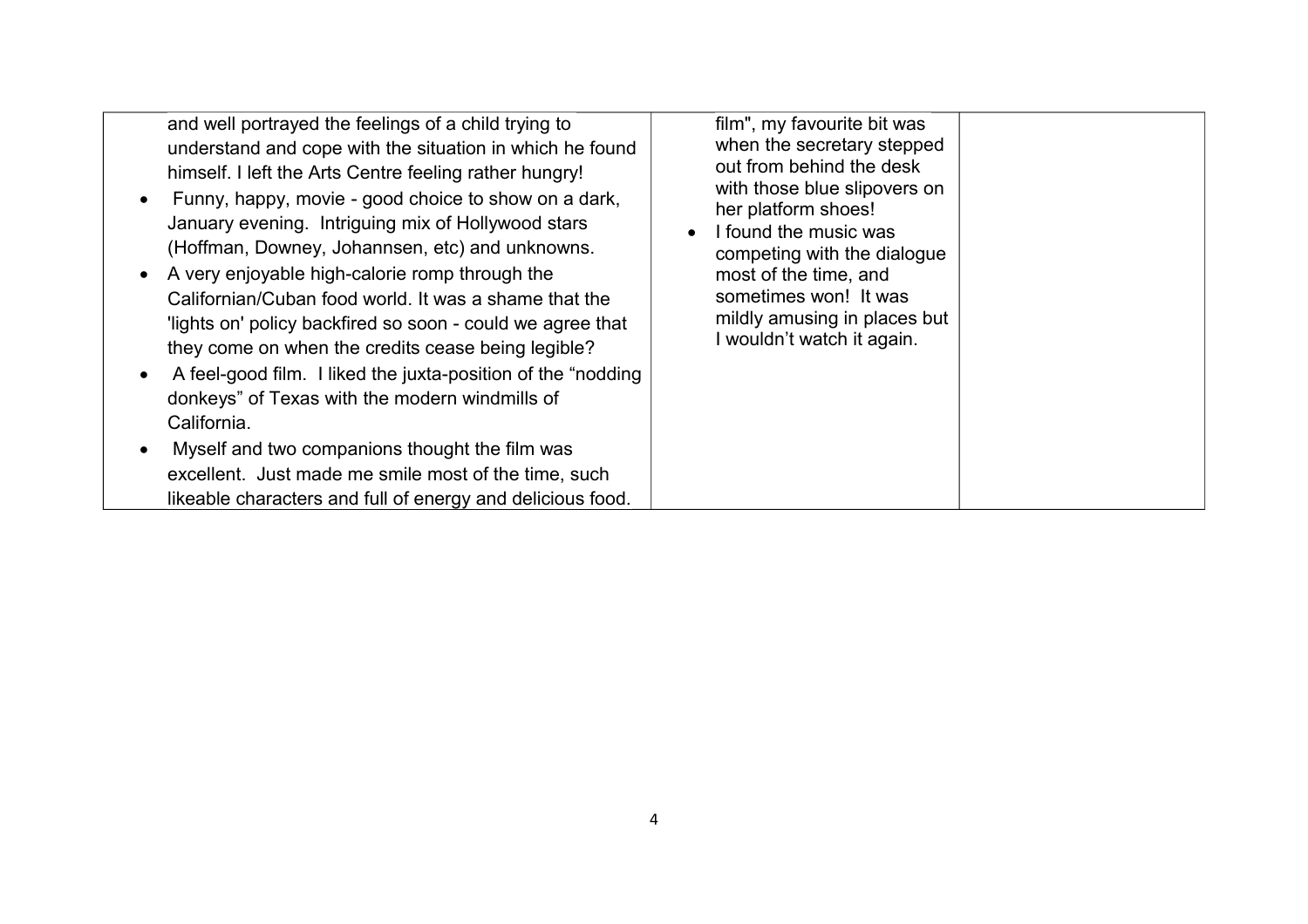| | | |
|---|---|---|
| and well portrayed the feelings of a child trying to understand and cope with the situation in which he found himself. I left the Arts Centre feeling rather hungry!<br>• Funny, happy, movie - good choice to show on a dark, January evening. Intriguing mix of Hollywood stars (Hoffman, Downey, Johannsen, etc) and unknowns.<br>• A very enjoyable high-calorie romp through the Californian/Cuban food world. It was a shame that the 'lights on' policy backfired so soon - could we agree that they come on when the credits cease being legible?<br>• A feel-good film. I liked the juxta-position of the "nodding donkeys" of Texas with the modern windmills of California.<br>• Myself and two companions thought the film was excellent. Just made me smile most of the time, such likeable characters and full of energy and delicious food. | film", my favourite bit was when the secretary stepped out from behind the desk with those blue slipovers on her platform shoes!<br>• I found the music was competing with the dialogue most of the time, and sometimes won! It was mildly amusing in places but I wouldn't watch it again. | |